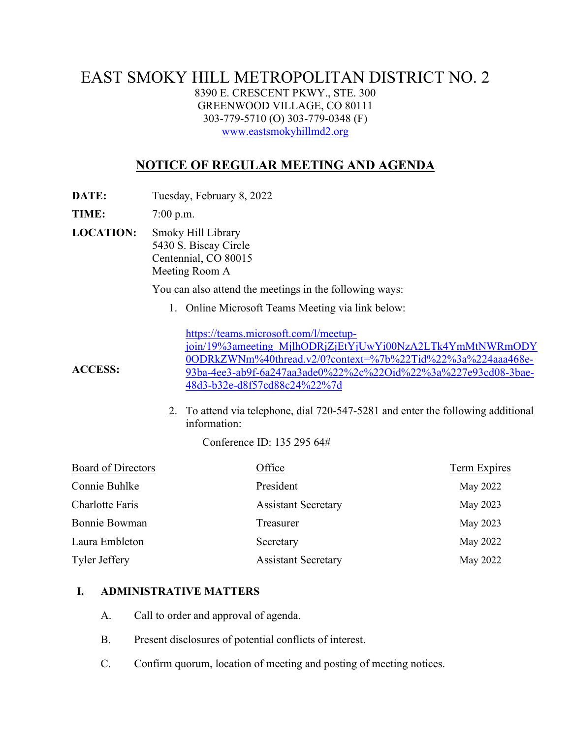# EAST SMOKY HILL METROPOLITAN DISTRICT NO. 2

8390 E. CRESCENT PKWY., STE. 300
GREENWOOD VILLAGE, CO 80111
303-779-5710 (O) 303-779-0348 (F)
www.eastsmokyhillmd2.org

## NOTICE OF REGULAR MEETING AND AGENDA

**DATE:** Tuesday, February 8, 2022

**TIME:** 7:00 p.m.

**LOCATION:** Smoky Hill Library
5430 S. Biscay Circle
Centennial, CO 80015
Meeting Room A

**ACCESS:** You can also attend the meetings in the following ways:

1. Online Microsoft Teams Meeting via link below:

   https://teams.microsoft.com/l/meetup-join/19%3ameeting_MjlhODRjZjEtYjUwYi00NzA2LTk4YmMtNWRmODY0ODRkZWNm%40thread.v2/0?context=%7b%22Tid%22%3a%224aaa468e-93ba-4ee3-ab9f-6a247aa3ade0%22%2c%22Oid%22%3a%227e93cd08-3bae-48d3-b32e-d8f57cd88c24%22%7d

2. To attend via telephone, dial 720-547-5281 and enter the following additional information:

   Conference ID: 135 295 64#

| Board of Directors | Office | Term Expires |
| --- | --- | --- |
| Connie Buhlke | President | May 2022 |
| Charlotte Faris | Assistant Secretary | May 2023 |
| Bonnie Bowman | Treasurer | May 2023 |
| Laura Embleton | Secretary | May 2022 |
| Tyler Jeffery | Assistant Secretary | May 2022 |

### I. ADMINISTRATIVE MATTERS

A. Call to order and approval of agenda.

B. Present disclosures of potential conflicts of interest.

C. Confirm quorum, location of meeting and posting of meeting notices.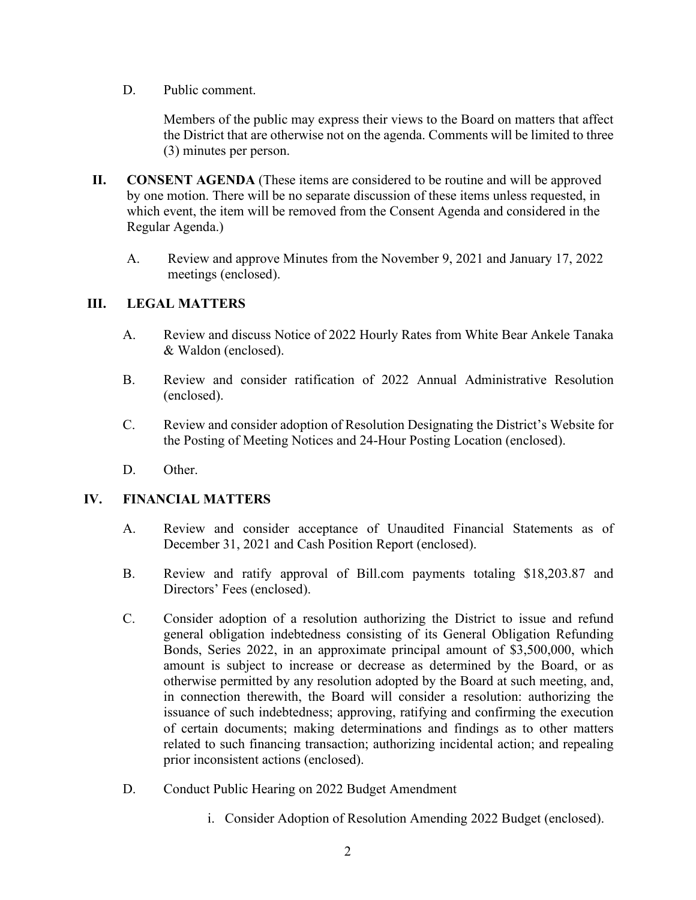D. Public comment.

Members of the public may express their views to the Board on matters that affect the District that are otherwise not on the agenda. Comments will be limited to three (3) minutes per person.

## II. CONSENT AGENDA

**CONSENT AGENDA** (These items are considered to be routine and will be approved by one motion. There will be no separate discussion of these items unless requested, in which event, the item will be removed from the Consent Agenda and considered in the Regular Agenda.)

A. Review and approve Minutes from the November 9, 2021 and January 17, 2022 meetings (enclosed).

## III. LEGAL MATTERS

A. Review and discuss Notice of 2022 Hourly Rates from White Bear Ankele Tanaka & Waldon (enclosed).

B. Review and consider ratification of 2022 Annual Administrative Resolution (enclosed).

C. Review and consider adoption of Resolution Designating the District's Website for the Posting of Meeting Notices and 24-Hour Posting Location (enclosed).

D. Other.

## IV. FINANCIAL MATTERS

A. Review and consider acceptance of Unaudited Financial Statements as of December 31, 2021 and Cash Position Report (enclosed).

B. Review and ratify approval of Bill.com payments totaling $18,203.87 and Directors' Fees (enclosed).

C. Consider adoption of a resolution authorizing the District to issue and refund general obligation indebtedness consisting of its General Obligation Refunding Bonds, Series 2022, in an approximate principal amount of $3,500,000, which amount is subject to increase or decrease as determined by the Board, or as otherwise permitted by any resolution adopted by the Board at such meeting, and, in connection therewith, the Board will consider a resolution: authorizing the issuance of such indebtedness; approving, ratifying and confirming the execution of certain documents; making determinations and findings as to other matters related to such financing transaction; authorizing incidental action; and repealing prior inconsistent actions (enclosed).

D. Conduct Public Hearing on 2022 Budget Amendment

   i. Consider Adoption of Resolution Amending 2022 Budget (enclosed).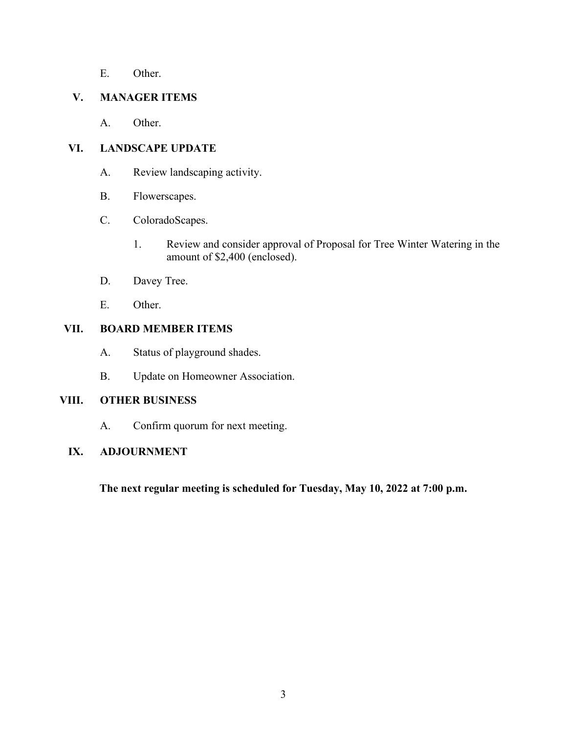E. Other.

**V. MANAGER ITEMS**

A. Other.

**VI. LANDSCAPE UPDATE**

A. Review landscaping activity.

B. Flowerscapes.

C. ColoradoScapes.

1. Review and consider approval of Proposal for Tree Winter Watering in the amount of $2,400 (enclosed).

D. Davey Tree.

E. Other.

**VII. BOARD MEMBER ITEMS**

A. Status of playground shades.

B. Update on Homeowner Association.

**VIII. OTHER BUSINESS**

A. Confirm quorum for next meeting.

**IX. ADJOURNMENT**

**The next regular meeting is scheduled for Tuesday, May 10, 2022 at 7:00 p.m.**